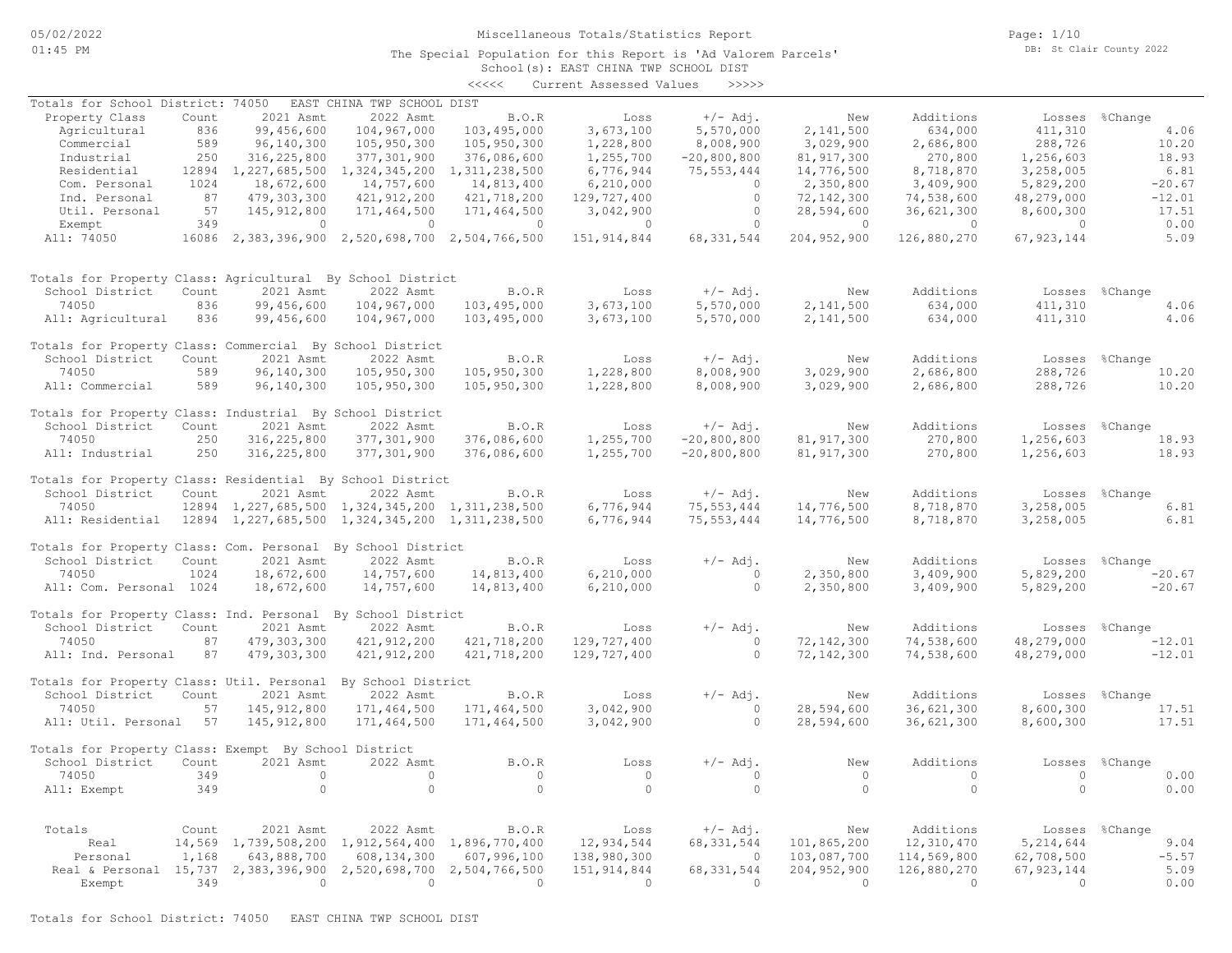Miscellaneous Totals/Statistics Report

The Special Population for this Report is 'Ad Valorem Parcels'

School(s): EAST CHINA TWP SCHOOL DIST

<<<<< Current Assessed Values >>>>>

Totals for School District: 74050 EAST CHINA TWP SCHOOL DIST

| Property Class | Count | 2021 Asmt | 2022 Asmt | B.O.R | Loss | +/- Adj. | New | Additions | Losses | %Change |
|---|---|---|---|---|---|---|---|---|---|---|
| Agricultural | 836 | 99,456,600 | 104,967,000 | 103,495,000 | 3,673,100 | 5,570,000 | 2,141,500 | 634,000 | 411,310 | 4.06 |
| Commercial | 589 | 96,140,300 | 105,950,300 | 105,950,300 | 1,228,800 | 8,008,900 | 3,029,900 | 2,686,800 | 288,726 | 10.20 |
| Industrial | 250 | 316,225,800 | 377,301,900 | 376,086,600 | 1,255,700 | -20,800,800 | 81,917,300 | 270,800 | 1,256,603 | 18.93 |
| Residential | 12894 | 1,227,685,500 | 1,324,345,200 | 1,311,238,500 | 6,776,944 | 75,553,444 | 14,776,500 | 8,718,870 | 3,258,005 | 6.81 |
| Com. Personal | 1024 | 18,672,600 | 14,757,600 | 14,813,400 | 6,210,000 | 0 | 2,350,800 | 3,409,900 | 5,829,200 | -20.67 |
| Ind. Personal | 87 | 479,303,300 | 421,912,200 | 421,718,200 | 129,727,400 | 0 | 72,142,300 | 74,538,600 | 48,279,000 | -12.01 |
| Util. Personal | 57 | 145,912,800 | 171,464,500 | 171,464,500 | 3,042,900 | 0 | 28,594,600 | 36,621,300 | 8,600,300 | 17.51 |
| Exempt | 349 | 0 | 0 | 0 | 0 | 0 | 0 | 0 | 0 | 0.00 |
| All: 74050 | 16086 | 2,383,396,900 | 2,520,698,700 | 2,504,766,500 | 151,914,844 | 68,331,544 | 204,952,900 | 126,880,270 | 67,923,144 | 5.09 |

Totals for Property Class: Agricultural By School District

| School District | Count | 2021 Asmt | 2022 Asmt | B.O.R | Loss | +/- Adj. | New | Additions | Losses | %Change |
|---|---|---|---|---|---|---|---|---|---|---|
| 74050 | 836 | 99,456,600 | 104,967,000 | 103,495,000 | 3,673,100 | 5,570,000 | 2,141,500 | 634,000 | 411,310 | 4.06 |
| All: Agricultural | 836 | 99,456,600 | 104,967,000 | 103,495,000 | 3,673,100 | 5,570,000 | 2,141,500 | 634,000 | 411,310 | 4.06 |

Totals for Property Class: Commercial By School District

| School District | Count | 2021 Asmt | 2022 Asmt | B.O.R | Loss | +/- Adj. | New | Additions | Losses | %Change |
|---|---|---|---|---|---|---|---|---|---|---|
| 74050 | 589 | 96,140,300 | 105,950,300 | 105,950,300 | 1,228,800 | 8,008,900 | 3,029,900 | 2,686,800 | 288,726 | 10.20 |
| All: Commercial | 589 | 96,140,300 | 105,950,300 | 105,950,300 | 1,228,800 | 8,008,900 | 3,029,900 | 2,686,800 | 288,726 | 10.20 |

Totals for Property Class: Industrial By School District

| School District | Count | 2021 Asmt | 2022 Asmt | B.O.R | Loss | +/- Adj. | New | Additions | Losses | %Change |
|---|---|---|---|---|---|---|---|---|---|---|
| 74050 | 250 | 316,225,800 | 377,301,900 | 376,086,600 | 1,255,700 | -20,800,800 | 81,917,300 | 270,800 | 1,256,603 | 18.93 |
| All: Industrial | 250 | 316,225,800 | 377,301,900 | 376,086,600 | 1,255,700 | -20,800,800 | 81,917,300 | 270,800 | 1,256,603 | 18.93 |

Totals for Property Class: Residential By School District

| School District | Count | 2021 Asmt | 2022 Asmt | B.O.R | Loss | +/- Adj. | New | Additions | Losses | %Change |
|---|---|---|---|---|---|---|---|---|---|---|
| 74050 | 12894 | 1,227,685,500 | 1,324,345,200 | 1,311,238,500 | 6,776,944 | 75,553,444 | 14,776,500 | 8,718,870 | 3,258,005 | 6.81 |
| All: Residential | 12894 | 1,227,685,500 | 1,324,345,200 | 1,311,238,500 | 6,776,944 | 75,553,444 | 14,776,500 | 8,718,870 | 3,258,005 | 6.81 |

Totals for Property Class: Com. Personal By School District

| School District | Count | 2021 Asmt | 2022 Asmt | B.O.R | Loss | +/- Adj. | New | Additions | Losses | %Change |
|---|---|---|---|---|---|---|---|---|---|---|
| 74050 | 1024 | 18,672,600 | 14,757,600 | 14,813,400 | 6,210,000 | 0 | 2,350,800 | 3,409,900 | 5,829,200 | -20.67 |
| All: Com. Personal | 1024 | 18,672,600 | 14,757,600 | 14,813,400 | 6,210,000 | 0 | 2,350,800 | 3,409,900 | 5,829,200 | -20.67 |

Totals for Property Class: Ind. Personal By School District

| School District | Count | 2021 Asmt | 2022 Asmt | B.O.R | Loss | +/- Adj. | New | Additions | Losses | %Change |
|---|---|---|---|---|---|---|---|---|---|---|
| 74050 | 87 | 479,303,300 | 421,912,200 | 421,718,200 | 129,727,400 | 0 | 72,142,300 | 74,538,600 | 48,279,000 | -12.01 |
| All: Ind. Personal | 87 | 479,303,300 | 421,912,200 | 421,718,200 | 129,727,400 | 0 | 72,142,300 | 74,538,600 | 48,279,000 | -12.01 |

Totals for Property Class: Util. Personal By School District

| School District | Count | 2021 Asmt | 2022 Asmt | B.O.R | Loss | +/- Adj. | New | Additions | Losses | %Change |
|---|---|---|---|---|---|---|---|---|---|---|
| 74050 | 57 | 145,912,800 | 171,464,500 | 171,464,500 | 3,042,900 | 0 | 28,594,600 | 36,621,300 | 8,600,300 | 17.51 |
| All: Util. Personal | 57 | 145,912,800 | 171,464,500 | 171,464,500 | 3,042,900 | 0 | 28,594,600 | 36,621,300 | 8,600,300 | 17.51 |

Totals for Property Class: Exempt By School District

| School District | Count | 2021 Asmt | 2022 Asmt | B.O.R | Loss | +/- Adj. | New | Additions | Losses | %Change |
|---|---|---|---|---|---|---|---|---|---|---|
| 74050 | 349 | 0 | 0 | 0 | 0 | 0 | 0 | 0 | 0 | 0.00 |
| All: Exempt | 349 | 0 | 0 | 0 | 0 | 0 | 0 | 0 | 0 | 0.00 |

| Totals | Count | 2021 Asmt | 2022 Asmt | B.O.R | Loss | +/- Adj. | New | Additions | Losses | %Change |
|---|---|---|---|---|---|---|---|---|---|---|
| Real | 14,569 | 1,739,508,200 | 1,912,564,400 | 1,896,770,400 | 12,934,544 | 68,331,544 | 101,865,200 | 12,310,470 | 5,214,644 | 9.04 |
| Personal | 1,168 | 643,888,700 | 608,134,300 | 607,996,100 | 138,980,300 | 0 | 103,087,700 | 114,569,800 | 62,708,500 | -5.57 |
| Real & Personal | 15,737 | 2,383,396,900 | 2,520,698,700 | 2,504,766,500 | 151,914,844 | 68,331,544 | 204,952,900 | 126,880,270 | 67,923,144 | 5.09 |
| Exempt | 349 | 0 | 0 | 0 | 0 | 0 | 0 | 0 | 0 | 0.00 |

Totals for School District: 74050 EAST CHINA TWP SCHOOL DIST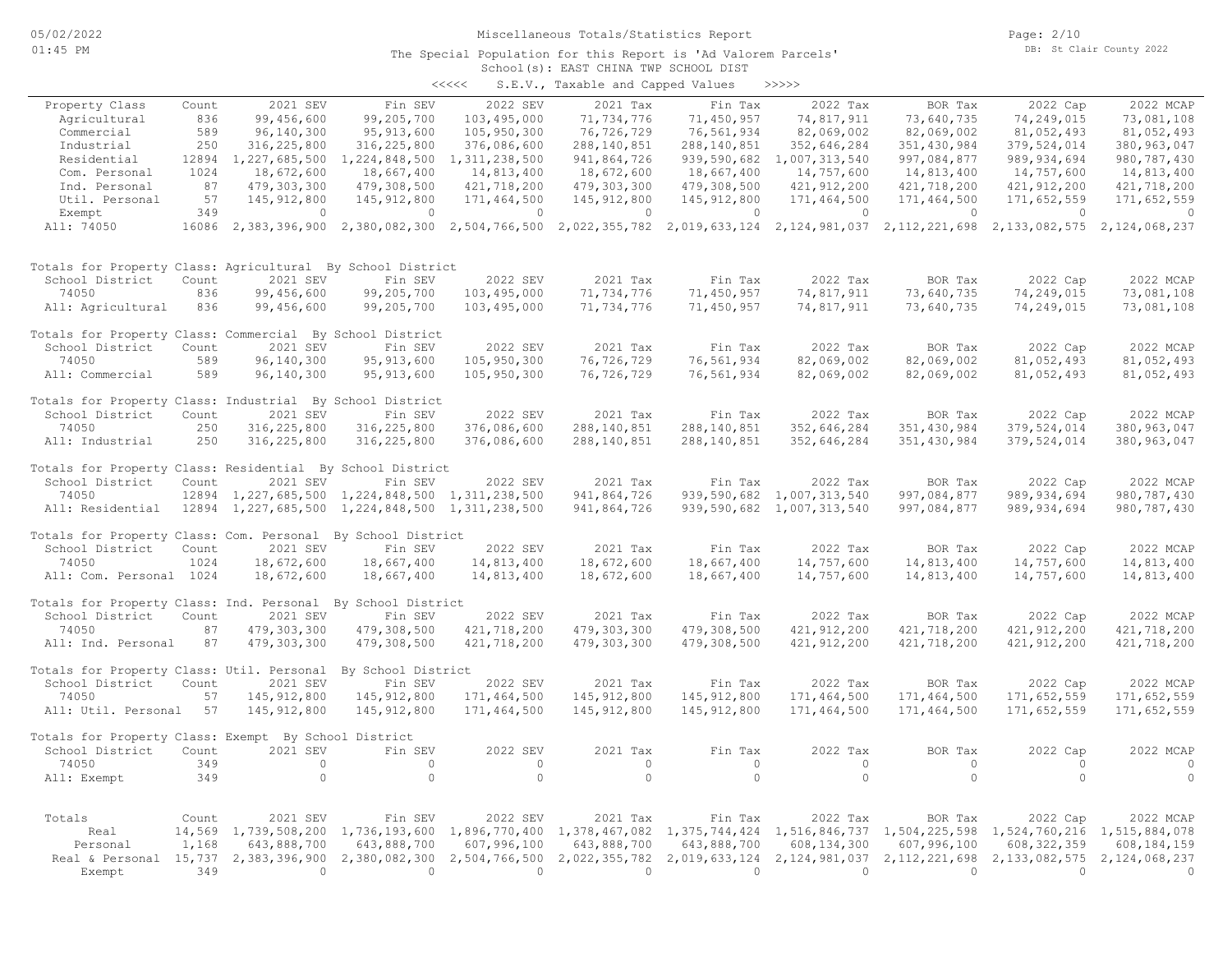Miscellaneous Totals/Statistics Report

The Special Population for this Report is 'Ad Valorem Parcels'

School(s): EAST CHINA TWP SCHOOL DIST

<<<<< S.E.V., Taxable and Capped Values >>>>>

| Property Class | Count | 2021 SEV | Fin SEV | 2022 SEV | 2021 Tax | Fin Tax | 2022 Tax | BOR Tax | 2022 Cap | 2022 MCAP |
|---|---|---|---|---|---|---|---|---|---|---|
| Agricultural | 836 | 99,456,600 | 99,205,700 | 103,495,000 | 71,734,776 | 71,450,957 | 74,817,911 | 73,640,735 | 74,249,015 | 73,081,108 |
| Commercial | 589 | 96,140,300 | 95,913,600 | 105,950,300 | 76,726,729 | 76,561,934 | 82,069,002 | 82,069,002 | 81,052,493 | 81,052,493 |
| Industrial | 250 | 316,225,800 | 316,225,800 | 376,086,600 | 288,140,851 | 288,140,851 | 352,646,284 | 351,430,984 | 379,524,014 | 380,963,047 |
| Residential | 12894 | 1,227,685,500 | 1,224,848,500 | 1,311,238,500 | 941,864,726 | 939,590,682 | 1,007,313,540 | 997,084,877 | 989,934,694 | 980,787,430 |
| Com. Personal | 1024 | 18,672,600 | 18,667,400 | 14,813,400 | 18,672,600 | 18,667,400 | 14,757,600 | 14,813,400 | 14,757,600 | 14,813,400 |
| Ind. Personal | 87 | 479,303,300 | 479,308,500 | 421,718,200 | 479,303,300 | 479,308,500 | 421,912,200 | 421,718,200 | 421,912,200 | 421,718,200 |
| Util. Personal | 57 | 145,912,800 | 145,912,800 | 171,464,500 | 145,912,800 | 145,912,800 | 171,464,500 | 171,464,500 | 171,652,559 | 171,652,559 |
| Exempt | 349 | 0 | 0 | 0 | 0 | 0 | 0 | 0 | 0 | 0 |
| All: 74050 | 16086 | 2,383,396,900 | 2,380,082,300 | 2,504,766,500 | 2,022,355,782 | 2,019,633,124 | 2,124,981,037 | 2,112,221,698 | 2,133,082,575 | 2,124,068,237 |

Totals for Property Class: Agricultural By School District

| School District | Count | 2021 SEV | Fin SEV | 2022 SEV | 2021 Tax | Fin Tax | 2022 Tax | BOR Tax | 2022 Cap | 2022 MCAP |
|---|---|---|---|---|---|---|---|---|---|---|
| 74050 | 836 | 99,456,600 | 99,205,700 | 103,495,000 | 71,734,776 | 71,450,957 | 74,817,911 | 73,640,735 | 74,249,015 | 73,081,108 |
| All: Agricultural | 836 | 99,456,600 | 99,205,700 | 103,495,000 | 71,734,776 | 71,450,957 | 74,817,911 | 73,640,735 | 74,249,015 | 73,081,108 |

Totals for Property Class: Commercial By School District

| School District | Count | 2021 SEV | Fin SEV | 2022 SEV | 2021 Tax | Fin Tax | 2022 Tax | BOR Tax | 2022 Cap | 2022 MCAP |
|---|---|---|---|---|---|---|---|---|---|---|
| 74050 | 589 | 96,140,300 | 95,913,600 | 105,950,300 | 76,726,729 | 76,561,934 | 82,069,002 | 82,069,002 | 81,052,493 | 81,052,493 |
| All: Commercial | 589 | 96,140,300 | 95,913,600 | 105,950,300 | 76,726,729 | 76,561,934 | 82,069,002 | 82,069,002 | 81,052,493 | 81,052,493 |

Totals for Property Class: Industrial By School District

| School District | Count | 2021 SEV | Fin SEV | 2022 SEV | 2021 Tax | Fin Tax | 2022 Tax | BOR Tax | 2022 Cap | 2022 MCAP |
|---|---|---|---|---|---|---|---|---|---|---|
| 74050 | 250 | 316,225,800 | 316,225,800 | 376,086,600 | 288,140,851 | 288,140,851 | 352,646,284 | 351,430,984 | 379,524,014 | 380,963,047 |
| All: Industrial | 250 | 316,225,800 | 316,225,800 | 376,086,600 | 288,140,851 | 288,140,851 | 352,646,284 | 351,430,984 | 379,524,014 | 380,963,047 |

Totals for Property Class: Residential By School District

| School District | Count | 2021 SEV | Fin SEV | 2022 SEV | 2021 Tax | Fin Tax | 2022 Tax | BOR Tax | 2022 Cap | 2022 MCAP |
|---|---|---|---|---|---|---|---|---|---|---|
| 74050 | 12894 | 1,227,685,500 | 1,224,848,500 | 1,311,238,500 | 941,864,726 | 939,590,682 | 1,007,313,540 | 997,084,877 | 989,934,694 | 980,787,430 |
| All: Residential | 12894 | 1,227,685,500 | 1,224,848,500 | 1,311,238,500 | 941,864,726 | 939,590,682 | 1,007,313,540 | 997,084,877 | 989,934,694 | 980,787,430 |

Totals for Property Class: Com. Personal By School District

| School District | Count | 2021 SEV | Fin SEV | 2022 SEV | 2021 Tax | Fin Tax | 2022 Tax | BOR Tax | 2022 Cap | 2022 MCAP |
|---|---|---|---|---|---|---|---|---|---|---|
| 74050 | 1024 | 18,672,600 | 18,667,400 | 14,813,400 | 18,672,600 | 18,667,400 | 14,757,600 | 14,813,400 | 14,757,600 | 14,813,400 |
| All: Com. Personal | 1024 | 18,672,600 | 18,667,400 | 14,813,400 | 18,672,600 | 18,667,400 | 14,757,600 | 14,813,400 | 14,757,600 | 14,813,400 |

Totals for Property Class: Ind. Personal By School District

| School District | Count | 2021 SEV | Fin SEV | 2022 SEV | 2021 Tax | Fin Tax | 2022 Tax | BOR Tax | 2022 Cap | 2022 MCAP |
|---|---|---|---|---|---|---|---|---|---|---|
| 74050 | 87 | 479,303,300 | 479,308,500 | 421,718,200 | 479,303,300 | 479,308,500 | 421,912,200 | 421,718,200 | 421,912,200 | 421,718,200 |
| All: Ind. Personal | 87 | 479,303,300 | 479,308,500 | 421,718,200 | 479,303,300 | 479,308,500 | 421,912,200 | 421,718,200 | 421,912,200 | 421,718,200 |

Totals for Property Class: Util. Personal By School District

| School District | Count | 2021 SEV | Fin SEV | 2022 SEV | 2021 Tax | Fin Tax | 2022 Tax | BOR Tax | 2022 Cap | 2022 MCAP |
|---|---|---|---|---|---|---|---|---|---|---|
| 74050 | 57 | 145,912,800 | 145,912,800 | 171,464,500 | 145,912,800 | 145,912,800 | 171,464,500 | 171,464,500 | 171,652,559 | 171,652,559 |
| All: Util. Personal | 57 | 145,912,800 | 145,912,800 | 171,464,500 | 145,912,800 | 145,912,800 | 171,464,500 | 171,464,500 | 171,652,559 | 171,652,559 |

Totals for Property Class: Exempt By School District

| School District | Count | 2021 SEV | Fin SEV | 2022 SEV | 2021 Tax | Fin Tax | 2022 Tax | BOR Tax | 2022 Cap | 2022 MCAP |
|---|---|---|---|---|---|---|---|---|---|---|
| 74050 | 349 | 0 | 0 | 0 | 0 | 0 | 0 | 0 | 0 | 0 |
| All: Exempt | 349 | 0 | 0 | 0 | 0 | 0 | 0 | 0 | 0 | 0 |

| Totals | Count | 2021 SEV | Fin SEV | 2022 SEV | 2021 Tax | Fin Tax | 2022 Tax | BOR Tax | 2022 Cap | 2022 MCAP |
|---|---|---|---|---|---|---|---|---|---|---|
| Real | 14,569 | 1,739,508,200 | 1,736,193,600 | 1,896,770,400 | 1,378,467,082 | 1,375,744,424 | 1,516,846,737 | 1,504,225,598 | 1,524,760,216 | 1,515,884,078 |
| Personal | 1,168 | 643,888,700 | 643,888,700 | 607,996,100 | 643,888,700 | 643,888,700 | 608,134,300 | 607,996,100 | 608,322,359 | 608,184,159 |
| Real & Personal | 15,737 | 2,383,396,900 | 2,380,082,300 | 2,504,766,500 | 2,022,355,782 | 2,019,633,124 | 2,124,981,037 | 2,112,221,698 | 2,133,082,575 | 2,124,068,237 |
| Exempt | 349 | 0 | 0 | 0 | 0 | 0 | 0 | 0 | 0 | 0 |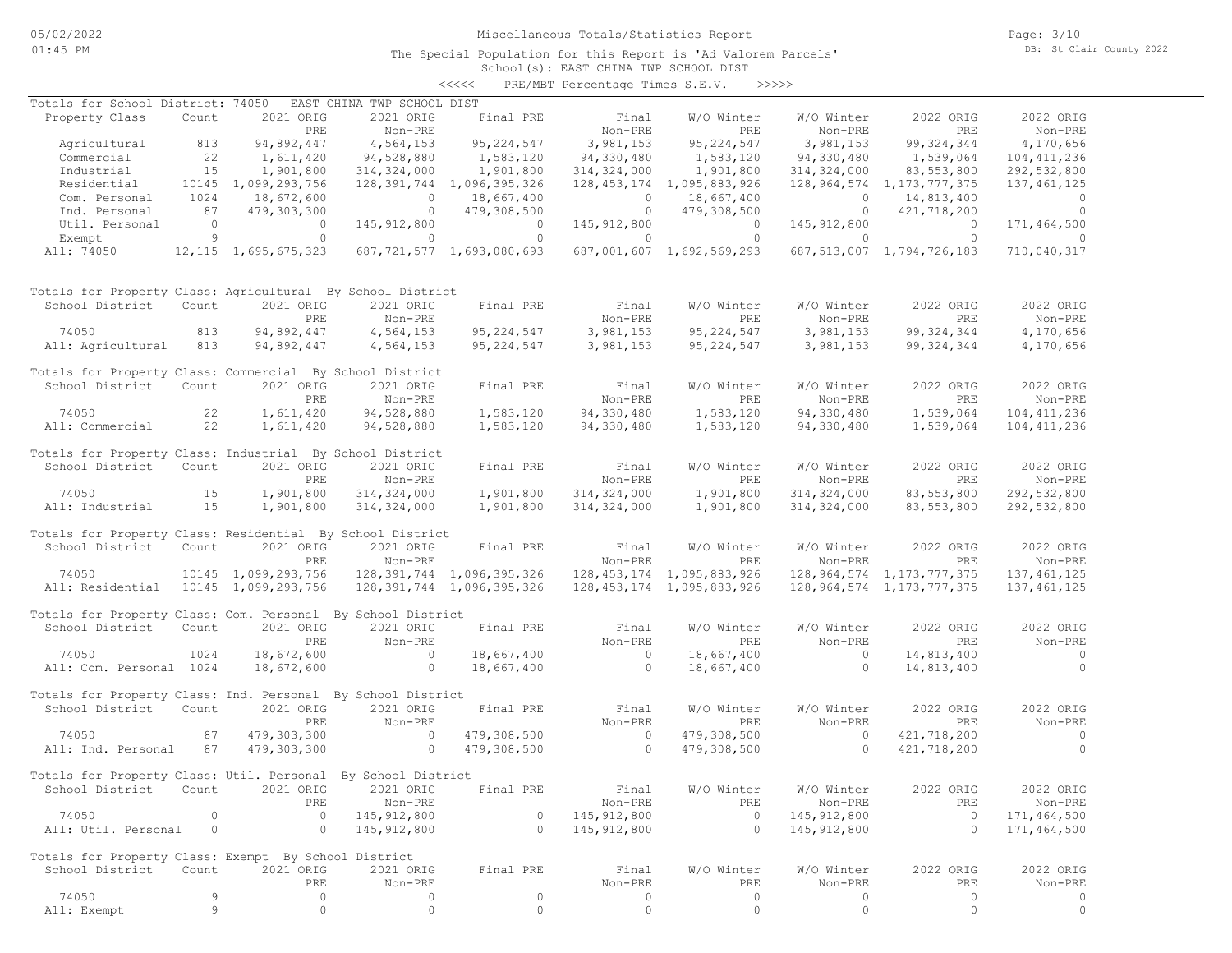Miscellaneous Totals/Statistics Report

The Special Population for this Report is 'Ad Valorem Parcels'

School(s): EAST CHINA TWP SCHOOL DIST

<<<<< PRE/MBT Percentage Times S.E.V. >>>>>

05/02/2022 01:45 PM — DB: St Clair County 2022

Totals for School District: 74050 EAST CHINA TWP SCHOOL DIST

| Property Class | Count | 2021 ORIG PRE | 2021 ORIG Non-PRE | Final PRE | Final Non-PRE | W/O Winter PRE | W/O Winter Non-PRE | 2022 ORIG PRE | 2022 ORIG Non-PRE |
|---|---|---|---|---|---|---|---|---|---|
| Agricultural | 813 | 94,892,447 | 4,564,153 | 95,224,547 | 3,981,153 | 95,224,547 | 3,981,153 | 99,324,344 | 4,170,656 |
| Commercial | 22 | 1,611,420 | 94,528,880 | 1,583,120 | 94,330,480 | 1,583,120 | 94,330,480 | 1,539,064 | 104,411,236 |
| Industrial | 15 | 1,901,800 | 314,324,000 | 1,901,800 | 314,324,000 | 1,901,800 | 314,324,000 | 83,553,800 | 292,532,800 |
| Residential | 10145 | 1,099,293,756 | 128,391,744 | 1,096,395,326 | 128,453,174 | 1,095,883,926 | 128,964,574 | 1,173,777,375 | 137,461,125 |
| Com. Personal | 1024 | 18,672,600 | 0 | 18,667,400 | 0 | 18,667,400 | 0 | 14,813,400 | 0 |
| Ind. Personal | 87 | 479,303,300 | 0 | 479,308,500 | 0 | 479,308,500 | 0 | 421,718,200 | 0 |
| Util. Personal | 0 | 0 | 145,912,800 | 0 | 145,912,800 | 0 | 145,912,800 | 0 | 171,464,500 |
| Exempt | 9 | 0 | 0 | 0 | 0 | 0 | 0 | 0 | 0 |
| All: 74050 | 12,115 | 1,695,675,323 | 687,721,577 | 1,693,080,693 | 687,001,607 | 1,692,569,293 | 687,513,007 | 1,794,726,183 | 710,040,317 |

Totals for Property Class: Agricultural By School District

| School District | Count | 2021 ORIG PRE | 2021 ORIG Non-PRE | Final PRE | Final Non-PRE | W/O Winter PRE | W/O Winter Non-PRE | 2022 ORIG PRE | 2022 ORIG Non-PRE |
|---|---|---|---|---|---|---|---|---|---|
| 74050 | 813 | 94,892,447 | 4,564,153 | 95,224,547 | 3,981,153 | 95,224,547 | 3,981,153 | 99,324,344 | 4,170,656 |
| All: Agricultural | 813 | 94,892,447 | 4,564,153 | 95,224,547 | 3,981,153 | 95,224,547 | 3,981,153 | 99,324,344 | 4,170,656 |

Totals for Property Class: Commercial By School District

| School District | Count | 2021 ORIG PRE | 2021 ORIG Non-PRE | Final PRE | Final Non-PRE | W/O Winter PRE | W/O Winter Non-PRE | 2022 ORIG PRE | 2022 ORIG Non-PRE |
|---|---|---|---|---|---|---|---|---|---|
| 74050 | 22 | 1,611,420 | 94,528,880 | 1,583,120 | 94,330,480 | 1,583,120 | 94,330,480 | 1,539,064 | 104,411,236 |
| All: Commercial | 22 | 1,611,420 | 94,528,880 | 1,583,120 | 94,330,480 | 1,583,120 | 94,330,480 | 1,539,064 | 104,411,236 |

Totals for Property Class: Industrial By School District

| School District | Count | 2021 ORIG PRE | 2021 ORIG Non-PRE | Final PRE | Final Non-PRE | W/O Winter PRE | W/O Winter Non-PRE | 2022 ORIG PRE | 2022 ORIG Non-PRE |
|---|---|---|---|---|---|---|---|---|---|
| 74050 | 15 | 1,901,800 | 314,324,000 | 1,901,800 | 314,324,000 | 1,901,800 | 314,324,000 | 83,553,800 | 292,532,800 |
| All: Industrial | 15 | 1,901,800 | 314,324,000 | 1,901,800 | 314,324,000 | 1,901,800 | 314,324,000 | 83,553,800 | 292,532,800 |

Totals for Property Class: Residential By School District

| School District | Count | 2021 ORIG PRE | 2021 ORIG Non-PRE | Final PRE | Final Non-PRE | W/O Winter PRE | W/O Winter Non-PRE | 2022 ORIG PRE | 2022 ORIG Non-PRE |
|---|---|---|---|---|---|---|---|---|---|
| 74050 | 10145 | 1,099,293,756 | 128,391,744 | 1,096,395,326 | 128,453,174 | 1,095,883,926 | 128,964,574 | 1,173,777,375 | 137,461,125 |
| All: Residential | 10145 | 1,099,293,756 | 128,391,744 | 1,096,395,326 | 128,453,174 | 1,095,883,926 | 128,964,574 | 1,173,777,375 | 137,461,125 |

Totals for Property Class: Com. Personal By School District

| School District | Count | 2021 ORIG PRE | 2021 ORIG Non-PRE | Final PRE | Final Non-PRE | W/O Winter PRE | W/O Winter Non-PRE | 2022 ORIG PRE | 2022 ORIG Non-PRE |
|---|---|---|---|---|---|---|---|---|---|
| 74050 | 1024 | 18,672,600 | 0 | 18,667,400 | 0 | 18,667,400 | 0 | 14,813,400 | 0 |
| All: Com. Personal | 1024 | 18,672,600 | 0 | 18,667,400 | 0 | 18,667,400 | 0 | 14,813,400 | 0 |

Totals for Property Class: Ind. Personal By School District

| School District | Count | 2021 ORIG PRE | 2021 ORIG Non-PRE | Final PRE | Final Non-PRE | W/O Winter PRE | W/O Winter Non-PRE | 2022 ORIG PRE | 2022 ORIG Non-PRE |
|---|---|---|---|---|---|---|---|---|---|
| 74050 | 87 | 479,303,300 | 0 | 479,308,500 | 0 | 479,308,500 | 0 | 421,718,200 | 0 |
| All: Ind. Personal | 87 | 479,303,300 | 0 | 479,308,500 | 0 | 479,308,500 | 0 | 421,718,200 | 0 |

Totals for Property Class: Util. Personal By School District

| School District | Count | 2021 ORIG PRE | 2021 ORIG Non-PRE | Final PRE | Final Non-PRE | W/O Winter PRE | W/O Winter Non-PRE | 2022 ORIG PRE | 2022 ORIG Non-PRE |
|---|---|---|---|---|---|---|---|---|---|
| 74050 | 0 | 0 | 145,912,800 | 0 | 145,912,800 | 0 | 145,912,800 | 0 | 171,464,500 |
| All: Util. Personal | 0 | 0 | 145,912,800 | 0 | 145,912,800 | 0 | 145,912,800 | 0 | 171,464,500 |

Totals for Property Class: Exempt By School District

| School District | Count | 2021 ORIG PRE | 2021 ORIG Non-PRE | Final PRE | Final Non-PRE | W/O Winter PRE | W/O Winter Non-PRE | 2022 ORIG PRE | 2022 ORIG Non-PRE |
|---|---|---|---|---|---|---|---|---|---|
| 74050 | 9 | 0 | 0 | 0 | 0 | 0 | 0 | 0 | 0 |
| All: Exempt | 9 | 0 | 0 | 0 | 0 | 0 | 0 | 0 | 0 |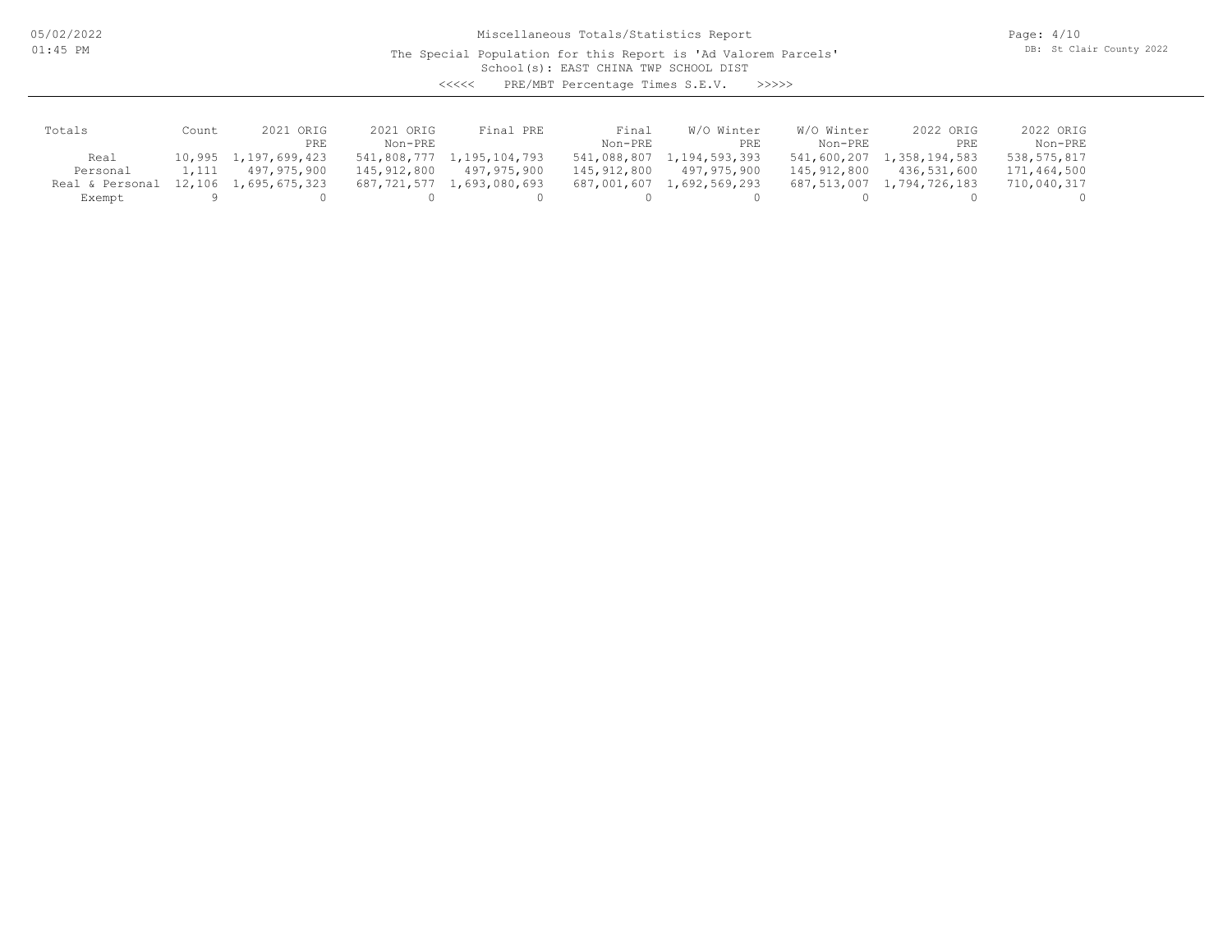# Miscellaneous Totals/Statistics Report

The Special Population for this Report is 'Ad Valorem Parcels'

School(s): EAST CHINA TWP SCHOOL DIST

<<<<< PRE/MBT Percentage Times S.E.V. >>>>>

| Totals | Count | 2021 ORIG PRE | 2021 ORIG Non-PRE | Final PRE | Final Non-PRE | W/O Winter PRE | W/O Winter Non-PRE | 2022 ORIG PRE | 2022 ORIG Non-PRE |
|---|---|---|---|---|---|---|---|---|---|
| Real | 10,995 | 1,197,699,423 | 541,808,777 | 1,195,104,793 | 541,088,807 | 1,194,593,393 | 541,600,207 | 1,358,194,583 | 538,575,817 |
| Personal | 1,111 | 497,975,900 | 145,912,800 | 497,975,900 | 145,912,800 | 497,975,900 | 145,912,800 | 436,531,600 | 171,464,500 |
| Real & Personal | 12,106 | 1,695,675,323 | 687,721,577 | 1,693,080,693 | 687,001,607 | 1,692,569,293 | 687,513,007 | 1,794,726,183 | 710,040,317 |
| Exempt | 9 | 0 | 0 | 0 | 0 | 0 | 0 | 0 | 0 |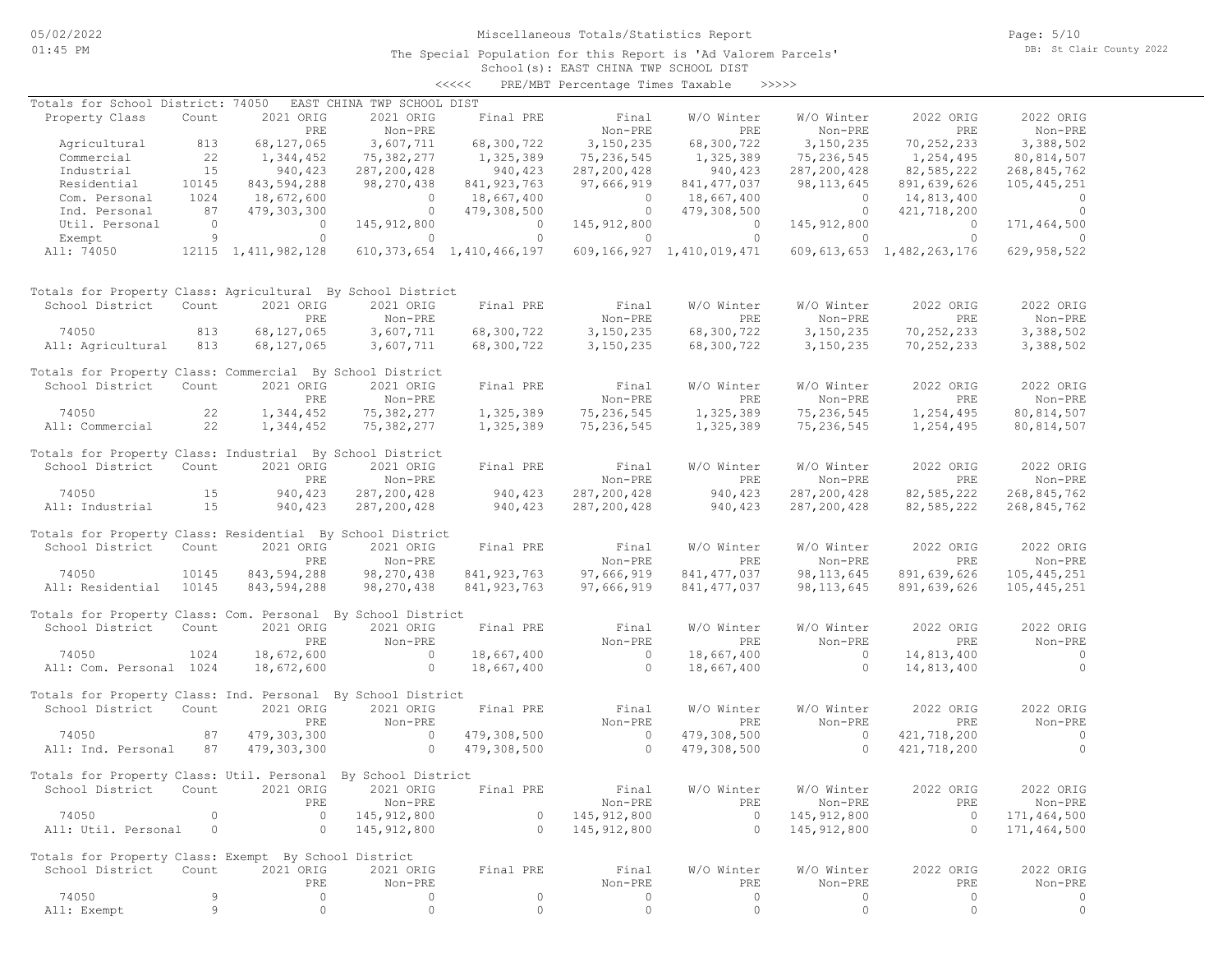# Miscellaneous Totals/Statistics Report

The Special Population for this Report is 'Ad Valorem Parcels'

School(s): EAST CHINA TWP SCHOOL DIST

<<<<< PRE/MBT Percentage Times Taxable >>>>>

## Totals for School District: 74050 EAST CHINA TWP SCHOOL DIST

| Property Class | Count | 2021 ORIG PRE | 2021 ORIG Non-PRE | Final PRE | Final Non-PRE | W/O Winter PRE | W/O Winter Non-PRE | 2022 ORIG PRE | 2022 ORIG Non-PRE |
|---|---|---|---|---|---|---|---|---|---|
| Agricultural | 813 | 68,127,065 | 3,607,711 | 68,300,722 | 3,150,235 | 68,300,722 | 3,150,235 | 70,252,233 | 3,388,502 |
| Commercial | 22 | 1,344,452 | 75,382,277 | 1,325,389 | 75,236,545 | 1,325,389 | 75,236,545 | 1,254,495 | 80,814,507 |
| Industrial | 15 | 940,423 | 287,200,428 | 940,423 | 287,200,428 | 940,423 | 287,200,428 | 82,585,222 | 268,845,762 |
| Residential | 10145 | 843,594,288 | 98,270,438 | 841,923,763 | 97,666,919 | 841,477,037 | 98,113,645 | 891,639,626 | 105,445,251 |
| Com. Personal | 1024 | 18,672,600 | 0 | 18,667,400 | 0 | 18,667,400 | 0 | 14,813,400 | 0 |
| Ind. Personal | 87 | 479,303,300 | 0 | 479,308,500 | 0 | 479,308,500 | 0 | 421,718,200 | 0 |
| Util. Personal | 0 | 0 | 145,912,800 | 0 | 145,912,800 | 0 | 145,912,800 | 0 | 171,464,500 |
| Exempt | 9 | 0 | 0 | 0 | 0 | 0 | 0 | 0 | 0 |
| All: 74050 | 12115 | 1,411,982,128 | 610,373,654 | 1,410,466,197 | 609,166,927 | 1,410,019,471 | 609,613,653 | 1,482,263,176 | 629,958,522 |

## Totals for Property Class: Agricultural By School District

| School District | Count | 2021 ORIG PRE | 2021 ORIG Non-PRE | Final PRE | Final Non-PRE | W/O Winter PRE | W/O Winter Non-PRE | 2022 ORIG PRE | 2022 ORIG Non-PRE |
|---|---|---|---|---|---|---|---|---|---|
| 74050 | 813 | 68,127,065 | 3,607,711 | 68,300,722 | 3,150,235 | 68,300,722 | 3,150,235 | 70,252,233 | 3,388,502 |
| All: Agricultural | 813 | 68,127,065 | 3,607,711 | 68,300,722 | 3,150,235 | 68,300,722 | 3,150,235 | 70,252,233 | 3,388,502 |

## Totals for Property Class: Commercial By School District

| School District | Count | 2021 ORIG PRE | 2021 ORIG Non-PRE | Final PRE | Final Non-PRE | W/O Winter PRE | W/O Winter Non-PRE | 2022 ORIG PRE | 2022 ORIG Non-PRE |
|---|---|---|---|---|---|---|---|---|---|
| 74050 | 22 | 1,344,452 | 75,382,277 | 1,325,389 | 75,236,545 | 1,325,389 | 75,236,545 | 1,254,495 | 80,814,507 |
| All: Commercial | 22 | 1,344,452 | 75,382,277 | 1,325,389 | 75,236,545 | 1,325,389 | 75,236,545 | 1,254,495 | 80,814,507 |

## Totals for Property Class: Industrial By School District

| School District | Count | 2021 ORIG PRE | 2021 ORIG Non-PRE | Final PRE | Final Non-PRE | W/O Winter PRE | W/O Winter Non-PRE | 2022 ORIG PRE | 2022 ORIG Non-PRE |
|---|---|---|---|---|---|---|---|---|---|
| 74050 | 15 | 940,423 | 287,200,428 | 940,423 | 287,200,428 | 940,423 | 287,200,428 | 82,585,222 | 268,845,762 |
| All: Industrial | 15 | 940,423 | 287,200,428 | 940,423 | 287,200,428 | 940,423 | 287,200,428 | 82,585,222 | 268,845,762 |

## Totals for Property Class: Residential By School District

| School District | Count | 2021 ORIG PRE | 2021 ORIG Non-PRE | Final PRE | Final Non-PRE | W/O Winter PRE | W/O Winter Non-PRE | 2022 ORIG PRE | 2022 ORIG Non-PRE |
|---|---|---|---|---|---|---|---|---|---|
| 74050 | 10145 | 843,594,288 | 98,270,438 | 841,923,763 | 97,666,919 | 841,477,037 | 98,113,645 | 891,639,626 | 105,445,251 |
| All: Residential | 10145 | 843,594,288 | 98,270,438 | 841,923,763 | 97,666,919 | 841,477,037 | 98,113,645 | 891,639,626 | 105,445,251 |

## Totals for Property Class: Com. Personal By School District

| School District | Count | 2021 ORIG PRE | 2021 ORIG Non-PRE | Final PRE | Final Non-PRE | W/O Winter PRE | W/O Winter Non-PRE | 2022 ORIG PRE | 2022 ORIG Non-PRE |
|---|---|---|---|---|---|---|---|---|---|
| 74050 | 1024 | 18,672,600 | 0 | 18,667,400 | 0 | 18,667,400 | 0 | 14,813,400 | 0 |
| All: Com. Personal | 1024 | 18,672,600 | 0 | 18,667,400 | 0 | 18,667,400 | 0 | 14,813,400 | 0 |

## Totals for Property Class: Ind. Personal By School District

| School District | Count | 2021 ORIG PRE | 2021 ORIG Non-PRE | Final PRE | Final Non-PRE | W/O Winter PRE | W/O Winter Non-PRE | 2022 ORIG PRE | 2022 ORIG Non-PRE |
|---|---|---|---|---|---|---|---|---|---|
| 74050 | 87 | 479,303,300 | 0 | 479,308,500 | 0 | 479,308,500 | 0 | 421,718,200 | 0 |
| All: Ind. Personal | 87 | 479,303,300 | 0 | 479,308,500 | 0 | 479,308,500 | 0 | 421,718,200 | 0 |

## Totals for Property Class: Util. Personal By School District

| School District | Count | 2021 ORIG PRE | 2021 ORIG Non-PRE | Final PRE | Final Non-PRE | W/O Winter PRE | W/O Winter Non-PRE | 2022 ORIG PRE | 2022 ORIG Non-PRE |
|---|---|---|---|---|---|---|---|---|---|
| 74050 | 0 | 0 | 145,912,800 | 0 | 145,912,800 | 0 | 145,912,800 | 0 | 171,464,500 |
| All: Util. Personal | 0 | 0 | 145,912,800 | 0 | 145,912,800 | 0 | 145,912,800 | 0 | 171,464,500 |

## Totals for Property Class: Exempt By School District

| School District | Count | 2021 ORIG PRE | 2021 ORIG Non-PRE | Final PRE | Final Non-PRE | W/O Winter PRE | W/O Winter Non-PRE | 2022 ORIG PRE | 2022 ORIG Non-PRE |
|---|---|---|---|---|---|---|---|---|---|
| 74050 | 9 | 0 | 0 | 0 | 0 | 0 | 0 | 0 | 0 |
| All: Exempt | 9 | 0 | 0 | 0 | 0 | 0 | 0 | 0 | 0 |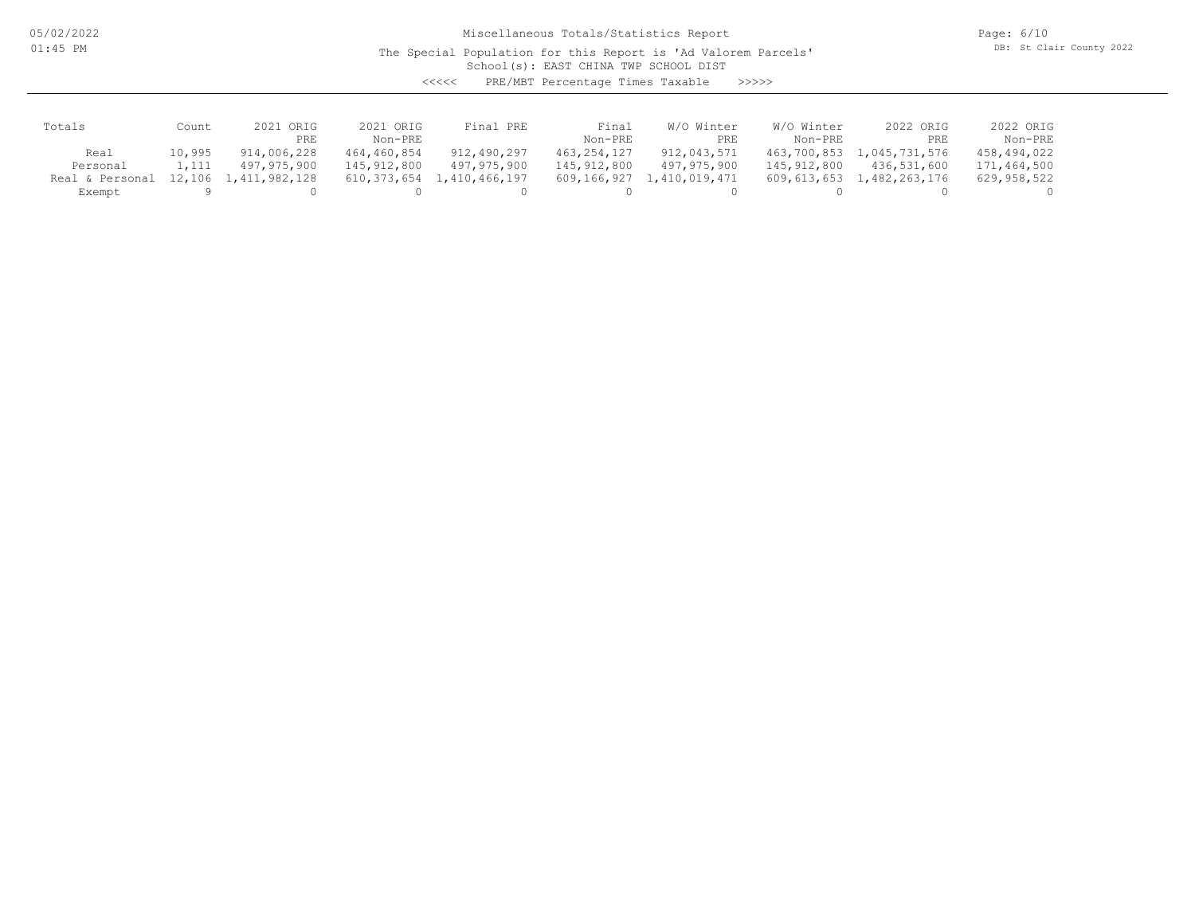# Miscellaneous Totals/Statistics Report

The Special Population for this Report is 'Ad Valorem Parcels'

School(s): EAST CHINA TWP SCHOOL DIST

<<<<< PRE/MBT Percentage Times Taxable >>>>>

| Totals | Count | 2021 ORIG PRE | 2021 ORIG Non-PRE | Final PRE | Final Non-PRE | W/O Winter PRE | W/O Winter Non-PRE | 2022 ORIG PRE | 2022 ORIG Non-PRE |
|---|---|---|---|---|---|---|---|---|---|
| Real | 10,995 | 914,006,228 | 464,460,854 | 912,490,297 | 463,254,127 | 912,043,571 | 463,700,853 | 1,045,731,576 | 458,494,022 |
| Personal | 1,111 | 497,975,900 | 145,912,800 | 497,975,900 | 145,912,800 | 497,975,900 | 145,912,800 | 436,531,600 | 171,464,500 |
| Real & Personal | 12,106 | 1,411,982,128 | 610,373,654 | 1,410,466,197 | 609,166,927 | 1,410,019,471 | 609,613,653 | 1,482,263,176 | 629,958,522 |
| Exempt | 9 | 0 | 0 | 0 | 0 | 0 | 0 | 0 | 0 |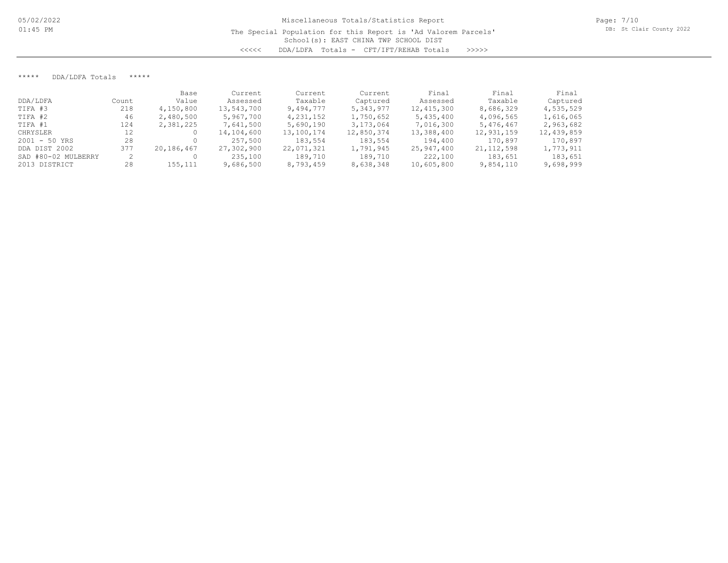# Miscellaneous Totals/Statistics Report

The Special Population for this Report is 'Ad Valorem Parcels'
School(s): EAST CHINA TWP SCHOOL DIST
<<<<< DDA/LDFA Totals - CFT/IFT/REHAB Totals >>>>>

***** DDA/LDFA Totals *****

| DDA/LDFA | Count | Base Value | Current Assessed | Current Taxable | Current Captured | Final Assessed | Final Taxable | Final Captured |
|---|---|---|---|---|---|---|---|---|
| TIFA #3 | 218 | 4,150,800 | 13,543,700 | 9,494,777 | 5,343,977 | 12,415,300 | 8,686,329 | 4,535,529 |
| TIFA #2 | 46 | 2,480,500 | 5,967,700 | 4,231,152 | 1,750,652 | 5,435,400 | 4,096,565 | 1,616,065 |
| TIFA #1 | 124 | 2,381,225 | 7,641,500 | 5,690,190 | 3,173,064 | 7,016,300 | 5,476,467 | 2,963,682 |
| CHRYSLER | 12 | 0 | 14,104,600 | 13,100,174 | 12,850,374 | 13,388,400 | 12,931,159 | 12,439,859 |
| 2001 - 50 YRS | 28 | 0 | 257,500 | 183,554 | 183,554 | 194,400 | 170,897 | 170,897 |
| DDA DIST 2002 | 377 | 20,186,467 | 27,302,900 | 22,071,321 | 1,791,945 | 25,947,400 | 21,112,598 | 1,773,911 |
| SAD #80-02 MULBERRY | 2 | 0 | 235,100 | 189,710 | 189,710 | 222,100 | 183,651 | 183,651 |
| 2013 DISTRICT | 28 | 155,111 | 9,686,500 | 8,793,459 | 8,638,348 | 10,605,800 | 9,854,110 | 9,698,999 |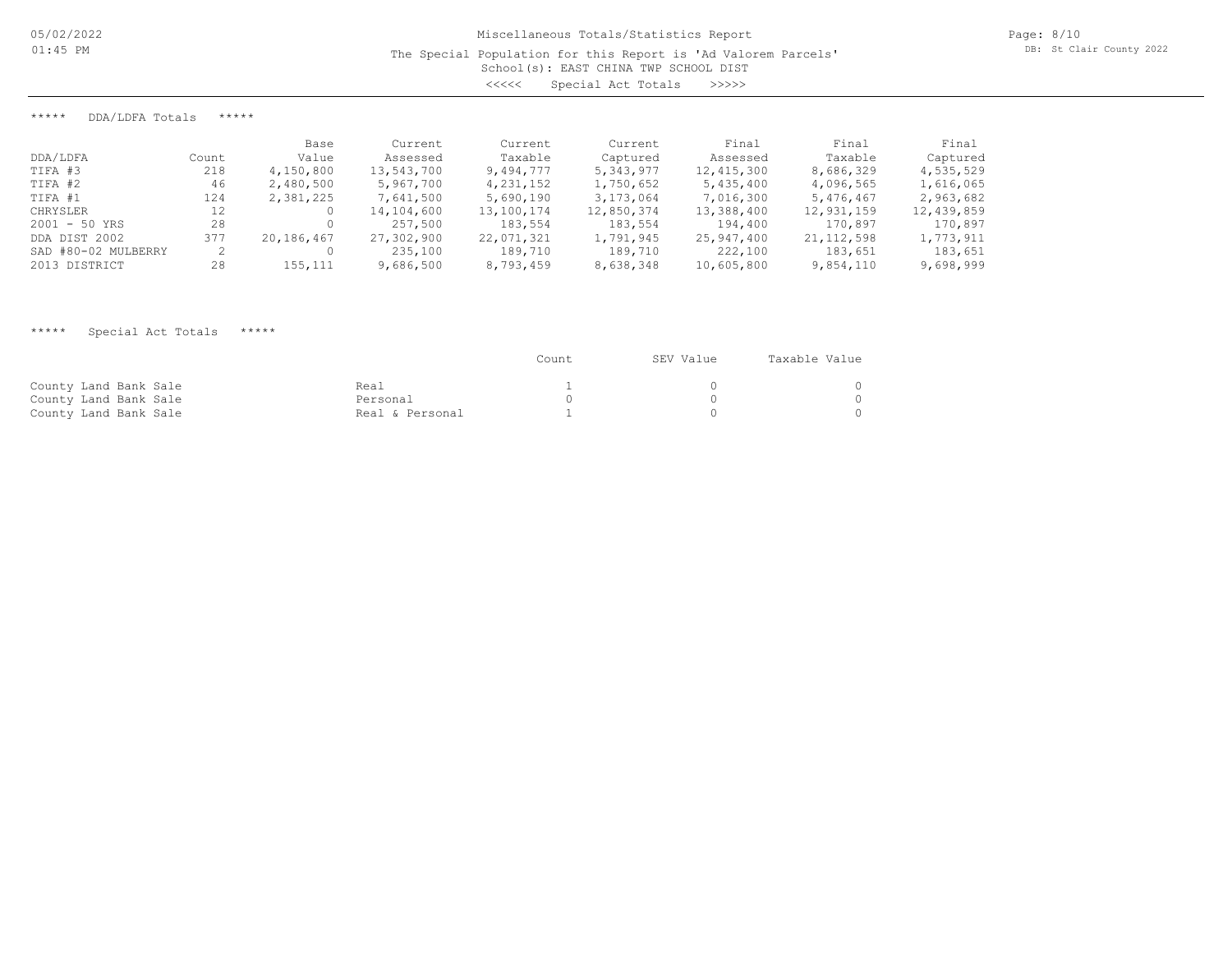Miscellaneous Totals/Statistics Report

The Special Population for this Report is 'Ad Valorem Parcels'

School(s): EAST CHINA TWP SCHOOL DIST

<<<<< Special Act Totals >>>>>

***** DDA/LDFA Totals *****

| DDA/LDFA | Count | Base Value | Current Assessed | Current Taxable | Current Captured | Final Assessed | Final Taxable | Final Captured |
|---|---|---|---|---|---|---|---|---|
| TIFA #3 | 218 | 4,150,800 | 13,543,700 | 9,494,777 | 5,343,977 | 12,415,300 | 8,686,329 | 4,535,529 |
| TIFA #2 | 46 | 2,480,500 | 5,967,700 | 4,231,152 | 1,750,652 | 5,435,400 | 4,096,565 | 1,616,065 |
| TIFA #1 | 124 | 2,381,225 | 7,641,500 | 5,690,190 | 3,173,064 | 7,016,300 | 5,476,467 | 2,963,682 |
| CHRYSLER | 12 | 0 | 14,104,600 | 13,100,174 | 12,850,374 | 13,388,400 | 12,931,159 | 12,439,859 |
| 2001 - 50 YRS | 28 | 0 | 257,500 | 183,554 | 183,554 | 194,400 | 170,897 | 170,897 |
| DDA DIST 2002 | 377 | 20,186,467 | 27,302,900 | 22,071,321 | 1,791,945 | 25,947,400 | 21,112,598 | 1,773,911 |
| SAD #80-02 MULBERRY | 2 | 0 | 235,100 | 189,710 | 189,710 | 222,100 | 183,651 | 183,651 |
| 2013 DISTRICT | 28 | 155,111 | 9,686,500 | 8,793,459 | 8,638,348 | 10,605,800 | 9,854,110 | 9,698,999 |

***** Special Act Totals *****

| | | Count | SEV Value | Taxable Value |
|---|---|---|---|---|
| County Land Bank Sale | Real | 1 | 0 | 0 |
| County Land Bank Sale | Personal | 0 | 0 | 0 |
| County Land Bank Sale | Real & Personal | 1 | 0 | 0 |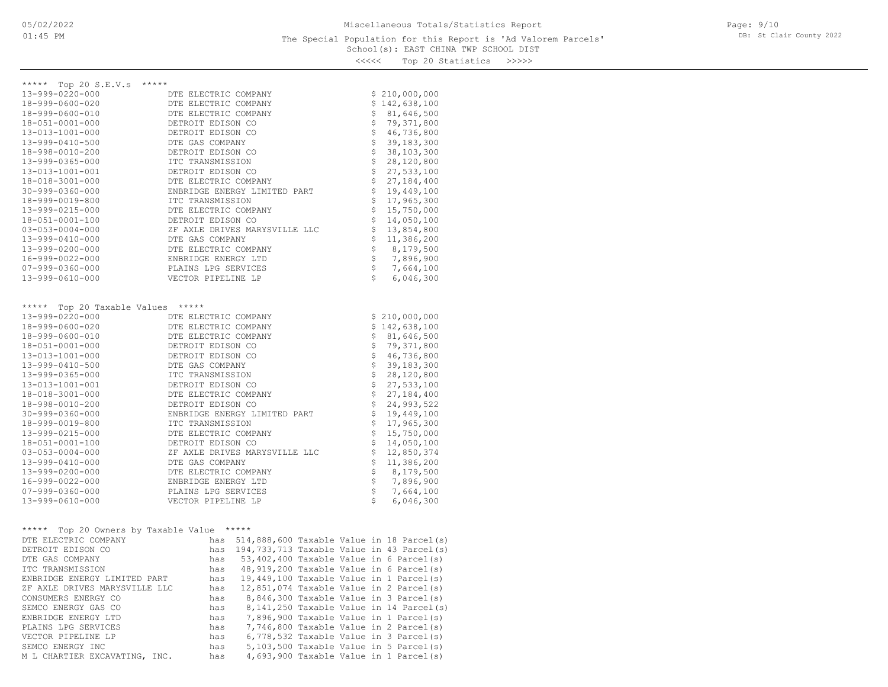# Miscellaneous Totals/Statistics Report

The Special Population for this Report is 'Ad Valorem Parcels'

School(s): EAST CHINA TWP SCHOOL DIST

<<<<< Top 20 Statistics >>>>>

## ***** Top 20 S.E.V.s *****

| Parcel | Owner | S.E.V. |
|---|---|---|
| 13-999-0220-000 | DTE ELECTRIC COMPANY | $ 210,000,000 |
| 18-999-0600-020 | DTE ELECTRIC COMPANY | $ 142,638,100 |
| 18-999-0600-010 | DTE ELECTRIC COMPANY | $ 81,646,500 |
| 18-051-0001-000 | DETROIT EDISON CO | $ 79,371,800 |
| 13-013-1001-000 | DETROIT EDISON CO | $ 46,736,800 |
| 13-999-0410-500 | DTE GAS COMPANY | $ 39,183,300 |
| 18-998-0010-200 | DETROIT EDISON CO | $ 38,103,300 |
| 13-999-0365-000 | ITC TRANSMISSION | $ 28,120,800 |
| 13-013-1001-001 | DETROIT EDISON CO | $ 27,533,100 |
| 18-018-3001-000 | DTE ELECTRIC COMPANY | $ 27,184,400 |
| 30-999-0360-000 | ENBRIDGE ENERGY LIMITED PART | $ 19,449,100 |
| 18-999-0019-800 | ITC TRANSMISSION | $ 17,965,300 |
| 13-999-0215-000 | DTE ELECTRIC COMPANY | $ 15,750,000 |
| 18-051-0001-100 | DETROIT EDISON CO | $ 14,050,100 |
| 03-053-0004-000 | ZF AXLE DRIVES MARYSVILLE LLC | $ 13,854,800 |
| 13-999-0410-000 | DTE GAS COMPANY | $ 11,386,200 |
| 13-999-0200-000 | DTE ELECTRIC COMPANY | $ 8,179,500 |
| 16-999-0022-000 | ENBRIDGE ENERGY LTD | $ 7,896,900 |
| 07-999-0360-000 | PLAINS LPG SERVICES | $ 7,664,100 |
| 13-999-0610-000 | VECTOR PIPELINE LP | $ 6,046,300 |

## ***** Top 20 Taxable Values *****

| Parcel | Owner | Taxable Value |
|---|---|---|
| 13-999-0220-000 | DTE ELECTRIC COMPANY | $ 210,000,000 |
| 18-999-0600-020 | DTE ELECTRIC COMPANY | $ 142,638,100 |
| 18-999-0600-010 | DTE ELECTRIC COMPANY | $ 81,646,500 |
| 18-051-0001-000 | DETROIT EDISON CO | $ 79,371,800 |
| 13-013-1001-000 | DETROIT EDISON CO | $ 46,736,800 |
| 13-999-0410-500 | DTE GAS COMPANY | $ 39,183,300 |
| 13-999-0365-000 | ITC TRANSMISSION | $ 28,120,800 |
| 13-013-1001-001 | DETROIT EDISON CO | $ 27,533,100 |
| 18-018-3001-000 | DTE ELECTRIC COMPANY | $ 27,184,400 |
| 18-998-0010-200 | DETROIT EDISON CO | $ 24,993,522 |
| 30-999-0360-000 | ENBRIDGE ENERGY LIMITED PART | $ 19,449,100 |
| 18-999-0019-800 | ITC TRANSMISSION | $ 17,965,300 |
| 13-999-0215-000 | DTE ELECTRIC COMPANY | $ 15,750,000 |
| 18-051-0001-100 | DETROIT EDISON CO | $ 14,050,100 |
| 03-053-0004-000 | ZF AXLE DRIVES MARYSVILLE LLC | $ 12,850,374 |
| 13-999-0410-000 | DTE GAS COMPANY | $ 11,386,200 |
| 13-999-0200-000 | DTE ELECTRIC COMPANY | $ 8,179,500 |
| 16-999-0022-000 | ENBRIDGE ENERGY LTD | $ 7,896,900 |
| 07-999-0360-000 | PLAINS LPG SERVICES | $ 7,664,100 |
| 13-999-0610-000 | VECTOR PIPELINE LP | $ 6,046,300 |

## ***** Top 20 Owners by Taxable Value *****

| Owner | | Taxable Value | | Parcels |
|---|---|---|---|---|
| DTE ELECTRIC COMPANY | has | 514,888,600 | Taxable Value in | 18 Parcel(s) |
| DETROIT EDISON CO | has | 194,733,713 | Taxable Value in | 43 Parcel(s) |
| DTE GAS COMPANY | has | 53,402,400 | Taxable Value in | 6 Parcel(s) |
| ITC TRANSMISSION | has | 48,919,200 | Taxable Value in | 6 Parcel(s) |
| ENBRIDGE ENERGY LIMITED PART | has | 19,449,100 | Taxable Value in | 1 Parcel(s) |
| ZF AXLE DRIVES MARYSVILLE LLC | has | 12,851,074 | Taxable Value in | 2 Parcel(s) |
| CONSUMERS ENERGY CO | has | 8,846,300 | Taxable Value in | 3 Parcel(s) |
| SEMCO ENERGY GAS CO | has | 8,141,250 | Taxable Value in | 14 Parcel(s) |
| ENBRIDGE ENERGY LTD | has | 7,896,900 | Taxable Value in | 1 Parcel(s) |
| PLAINS LPG SERVICES | has | 7,746,800 | Taxable Value in | 2 Parcel(s) |
| VECTOR PIPELINE LP | has | 6,778,532 | Taxable Value in | 3 Parcel(s) |
| SEMCO ENERGY INC | has | 5,103,500 | Taxable Value in | 5 Parcel(s) |
| M L CHARTIER EXCAVATING, INC. | has | 4,693,900 | Taxable Value in | 1 Parcel(s) |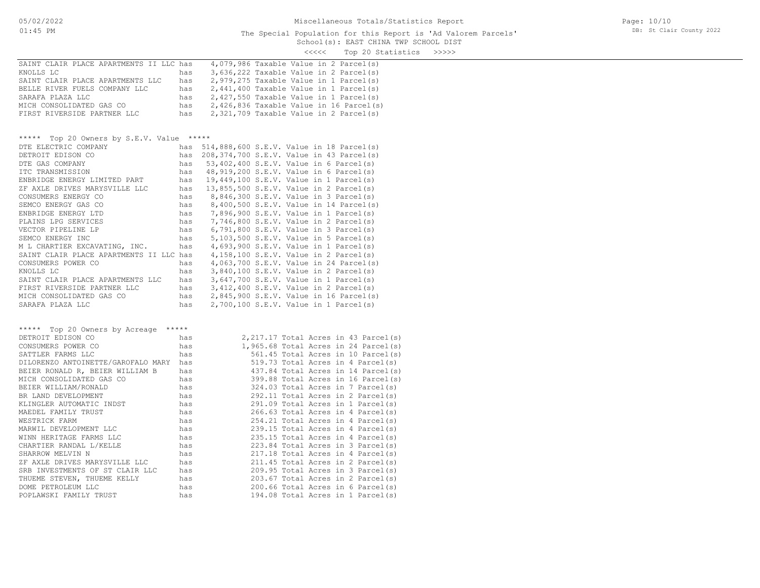Miscellaneous Totals/Statistics Report

The Special Population for this Report is 'Ad Valorem Parcels'

School(s): EAST CHINA TWP SCHOOL DIST

<<<<< Top 20 Statistics >>>>>

| | | |
|---|---|---|
| SAINT CLAIR PLACE APARTMENTS II LLC | has | 4,079,986 Taxable Value in 2 Parcel(s) |
| KNOLLS LC | has | 3,636,222 Taxable Value in 2 Parcel(s) |
| SAINT CLAIR PLACE APARTMENTS LLC | has | 2,979,275 Taxable Value in 1 Parcel(s) |
| BELLE RIVER FUELS COMPANY LLC | has | 2,441,400 Taxable Value in 1 Parcel(s) |
| SARAFA PLAZA LLC | has | 2,427,550 Taxable Value in 1 Parcel(s) |
| MICH CONSOLIDATED GAS CO | has | 2,426,836 Taxable Value in 16 Parcel(s) |
| FIRST RIVERSIDE PARTNER LLC | has | 2,321,709 Taxable Value in 2 Parcel(s) |

***** Top 20 Owners by S.E.V. Value *****

| | | |
|---|---|---|
| DTE ELECTRIC COMPANY | has | 514,888,600 S.E.V. Value in 18 Parcel(s) |
| DETROIT EDISON CO | has | 208,374,700 S.E.V. Value in 43 Parcel(s) |
| DTE GAS COMPANY | has | 53,402,400 S.E.V. Value in 6 Parcel(s) |
| ITC TRANSMISSION | has | 48,919,200 S.E.V. Value in 6 Parcel(s) |
| ENBRIDGE ENERGY LIMITED PART | has | 19,449,100 S.E.V. Value in 1 Parcel(s) |
| ZF AXLE DRIVES MARYSVILLE LLC | has | 13,855,500 S.E.V. Value in 2 Parcel(s) |
| CONSUMERS ENERGY CO | has | 8,846,300 S.E.V. Value in 3 Parcel(s) |
| SEMCO ENERGY GAS CO | has | 8,400,500 S.E.V. Value in 14 Parcel(s) |
| ENBRIDGE ENERGY LTD | has | 7,896,900 S.E.V. Value in 1 Parcel(s) |
| PLAINS LPG SERVICES | has | 7,746,800 S.E.V. Value in 2 Parcel(s) |
| VECTOR PIPELINE LP | has | 6,791,800 S.E.V. Value in 3 Parcel(s) |
| SEMCO ENERGY INC | has | 5,103,500 S.E.V. Value in 5 Parcel(s) |
| M L CHARTIER EXCAVATING, INC. | has | 4,693,900 S.E.V. Value in 1 Parcel(s) |
| SAINT CLAIR PLACE APARTMENTS II LLC | has | 4,158,100 S.E.V. Value in 2 Parcel(s) |
| CONSUMERS POWER CO | has | 4,063,700 S.E.V. Value in 24 Parcel(s) |
| KNOLLS LC | has | 3,840,100 S.E.V. Value in 2 Parcel(s) |
| SAINT CLAIR PLACE APARTMENTS LLC | has | 3,647,700 S.E.V. Value in 1 Parcel(s) |
| FIRST RIVERSIDE PARTNER LLC | has | 3,412,400 S.E.V. Value in 2 Parcel(s) |
| MICH CONSOLIDATED GAS CO | has | 2,845,900 S.E.V. Value in 16 Parcel(s) |
| SARAFA PLAZA LLC | has | 2,700,100 S.E.V. Value in 1 Parcel(s) |

***** Top 20 Owners by Acreage *****

| | | |
|---|---|---|
| DETROIT EDISON CO | has | 2,217.17 Total Acres in 43 Parcel(s) |
| CONSUMERS POWER CO | has | 1,965.68 Total Acres in 24 Parcel(s) |
| SATTLER FARMS LLC | has | 561.45 Total Acres in 10 Parcel(s) |
| DILORENZO ANTOINETTE/GAROFALO MARY | has | 519.73 Total Acres in 4 Parcel(s) |
| BEIER RONALD R, BEIER WILLIAM B | has | 437.84 Total Acres in 14 Parcel(s) |
| MICH CONSOLIDATED GAS CO | has | 399.88 Total Acres in 16 Parcel(s) |
| BEIER WILLIAM/RONALD | has | 324.03 Total Acres in 7 Parcel(s) |
| BR LAND DEVELOPMENT | has | 292.11 Total Acres in 2 Parcel(s) |
| KLINGLER AUTOMATIC INDST | has | 291.09 Total Acres in 1 Parcel(s) |
| MAEDEL FAMILY TRUST | has | 266.63 Total Acres in 4 Parcel(s) |
| WESTRICK FARM | has | 254.21 Total Acres in 4 Parcel(s) |
| MARWIL DEVELOPMENT LLC | has | 239.15 Total Acres in 4 Parcel(s) |
| WINN HERITAGE FARMS LLC | has | 235.15 Total Acres in 4 Parcel(s) |
| CHARTIER RANDAL L/KELLE | has | 223.84 Total Acres in 3 Parcel(s) |
| SHARROW MELVIN N | has | 217.18 Total Acres in 4 Parcel(s) |
| ZF AXLE DRIVES MARYSVILLE LLC | has | 211.45 Total Acres in 2 Parcel(s) |
| SRB INVESTMENTS OF ST CLAIR LLC | has | 209.95 Total Acres in 3 Parcel(s) |
| THUEME STEVEN, THUEME KELLY | has | 203.67 Total Acres in 2 Parcel(s) |
| DOME PETROLEUM LLC | has | 200.66 Total Acres in 6 Parcel(s) |
| POPLAWSKI FAMILY TRUST | has | 194.08 Total Acres in 1 Parcel(s) |